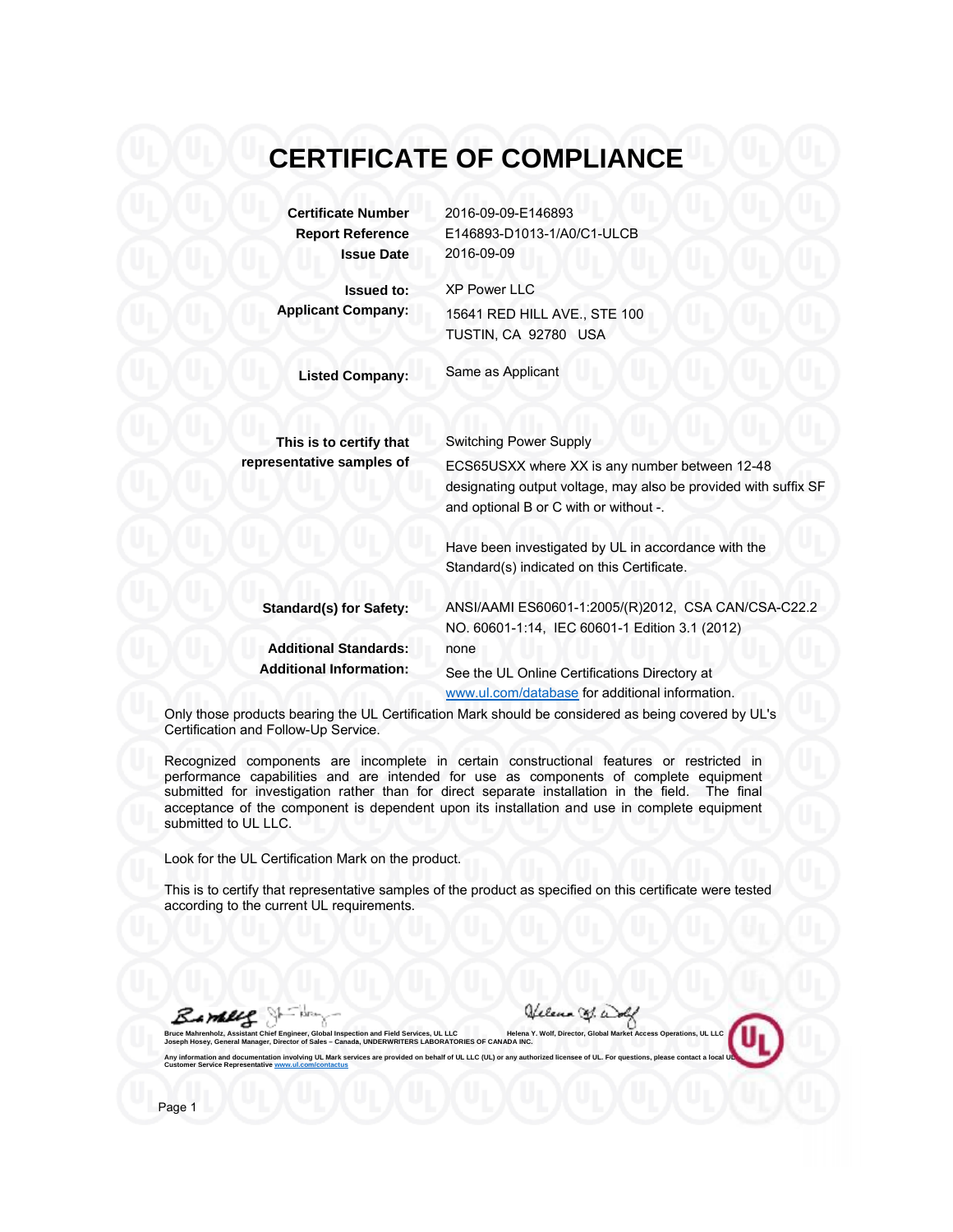# CERTIFICATE OF COMPLIANCE

| | |
|---|---|
| **Certificate Number** | 2016-09-09-E146893 |
| **Report Reference** | E146893-D1013-1/A0/C1-ULCB |
| **Issue Date** | 2016-09-09 |

**Issued to:**
**Applicant Company:**

XP Power LLC
15641 RED HILL AVE., STE 100
TUSTIN, CA 92780 USA

**Listed Company:** Same as Applicant

**This is to certify that representative samples of**

Switching Power Supply
ECS65USXX where XX is any number between 12-48 designating output voltage, may also be provided with suffix SF and optional B or C with or without -.

Have been investigated by UL in accordance with the Standard(s) indicated on this Certificate.

**Standard(s) for Safety:** ANSI/AAMI ES60601-1:2005/(R)2012, CSA CAN/CSA-C22.2 NO. 60601-1:14, IEC 60601-1 Edition 3.1 (2012)

**Additional Standards:** none

**Additional Information:** See the UL Online Certifications Directory at www.ul.com/database for additional information.

Only those products bearing the UL Certification Mark should be considered as being covered by UL's Certification and Follow-Up Service.

Recognized components are incomplete in certain constructional features or restricted in performance capabilities and are intended for use as components of complete equipment submitted for investigation rather than for direct separate installation in the field. The final acceptance of the component is dependent upon its installation and use in complete equipment submitted to UL LLC.

Look for the UL Certification Mark on the product.

This is to certify that representative samples of the product as specified on this certificate were tested according to the current UL requirements.

Bruce Mahrenholz, Assistant Chief Engineer, Global Inspection and Field Services, UL LLC
Joseph Hosey, General Manager, Director of Sales – Canada, UNDERWRITERS LABORATORIES OF CANADA INC.

Helena Y. Wolf, Director, Global Market Access Operations, UL LLC

Any information and documentation involving UL Mark services are provided on behalf of UL LLC (UL) or any authorized licensee of UL. For questions, please contact a local UL Customer Service Representative www.ul.com/contactus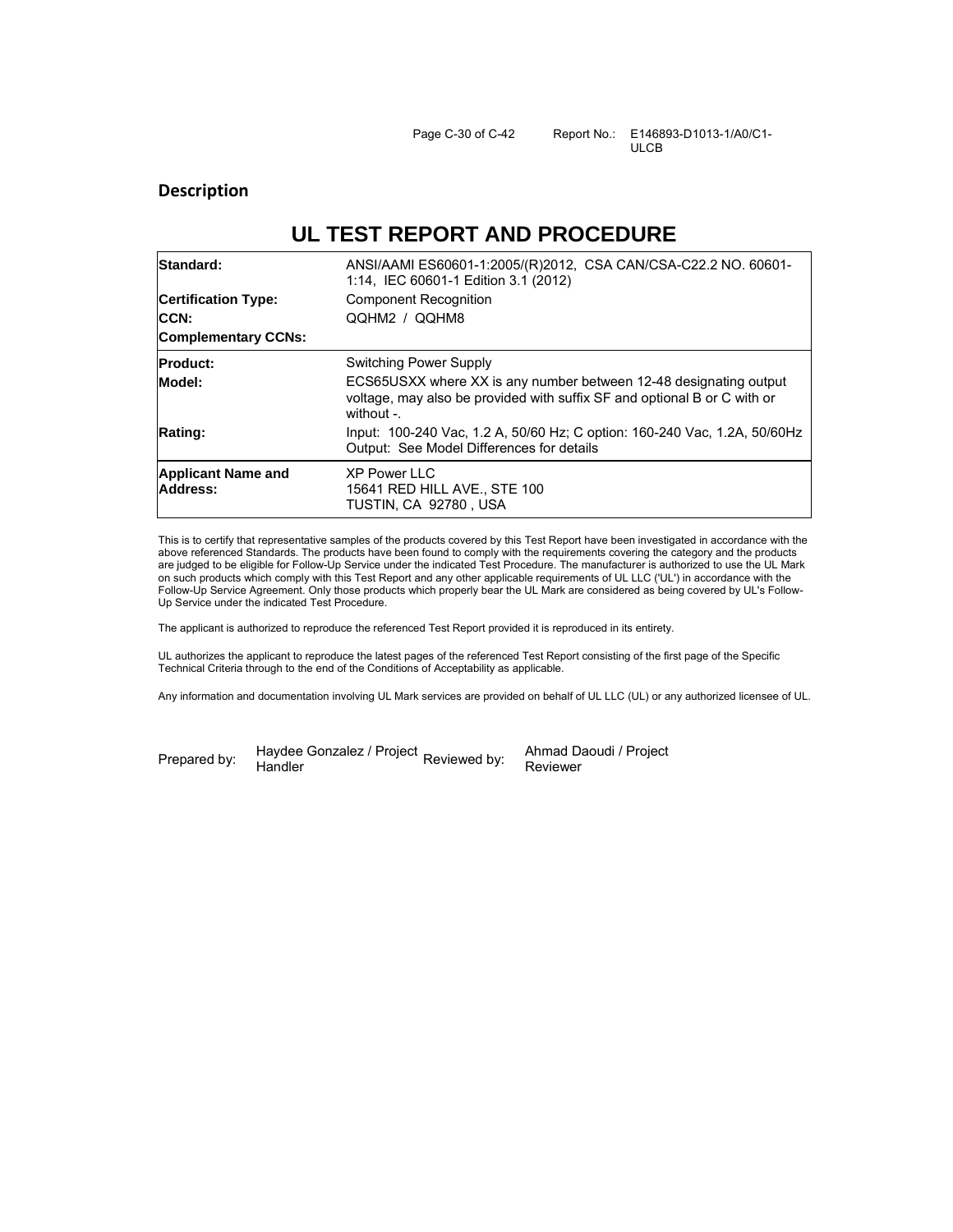## Description

# UL TEST REPORT AND PROCEDURE

| | |
|---|---|
| **Standard:** | ANSI/AAMI ES60601-1:2005/(R)2012, CSA CAN/CSA-C22.2 NO. 60601-1:14, IEC 60601-1 Edition 3.1 (2012) |
| **Certification Type:** | Component Recognition |
| **CCN:** | QQHM2 / QQHM8 |
| **Complementary CCNs:** | |
| **Product:** | Switching Power Supply |
| **Model:** | ECS65USXX where XX is any number between 12-48 designating output voltage, may also be provided with suffix SF and optional B or C with or without -. |
| **Rating:** | Input: 100-240 Vac, 1.2 A, 50/60 Hz; C option: 160-240 Vac, 1.2A, 50/60Hz<br>Output: See Model Differences for details |
| **Applicant Name and Address:** | XP Power LLC<br>15641 RED HILL AVE., STE 100<br>TUSTIN, CA 92780 , USA |

This is to certify that representative samples of the products covered by this Test Report have been investigated in accordance with the above referenced Standards. The products have been found to comply with the requirements covering the category and the products are judged to be eligible for Follow-Up Service under the indicated Test Procedure. The manufacturer is authorized to use the UL Mark on such products which comply with this Test Report and any other applicable requirements of UL LLC ('UL') in accordance with the Follow-Up Service Agreement. Only those products which properly bear the UL Mark are considered as being covered by UL's Follow-Up Service under the indicated Test Procedure.

The applicant is authorized to reproduce the referenced Test Report provided it is reproduced in its entirety.

UL authorizes the applicant to reproduce the latest pages of the referenced Test Report consisting of the first page of the Specific Technical Criteria through to the end of the Conditions of Acceptability as applicable.

Any information and documentation involving UL Mark services are provided on behalf of UL LLC (UL) or any authorized licensee of UL.

| | | | |
|---|---|---|---|
| Prepared by: | Haydee Gonzalez / Project Handler | Reviewed by: | Ahmad Daoudi / Project Reviewer |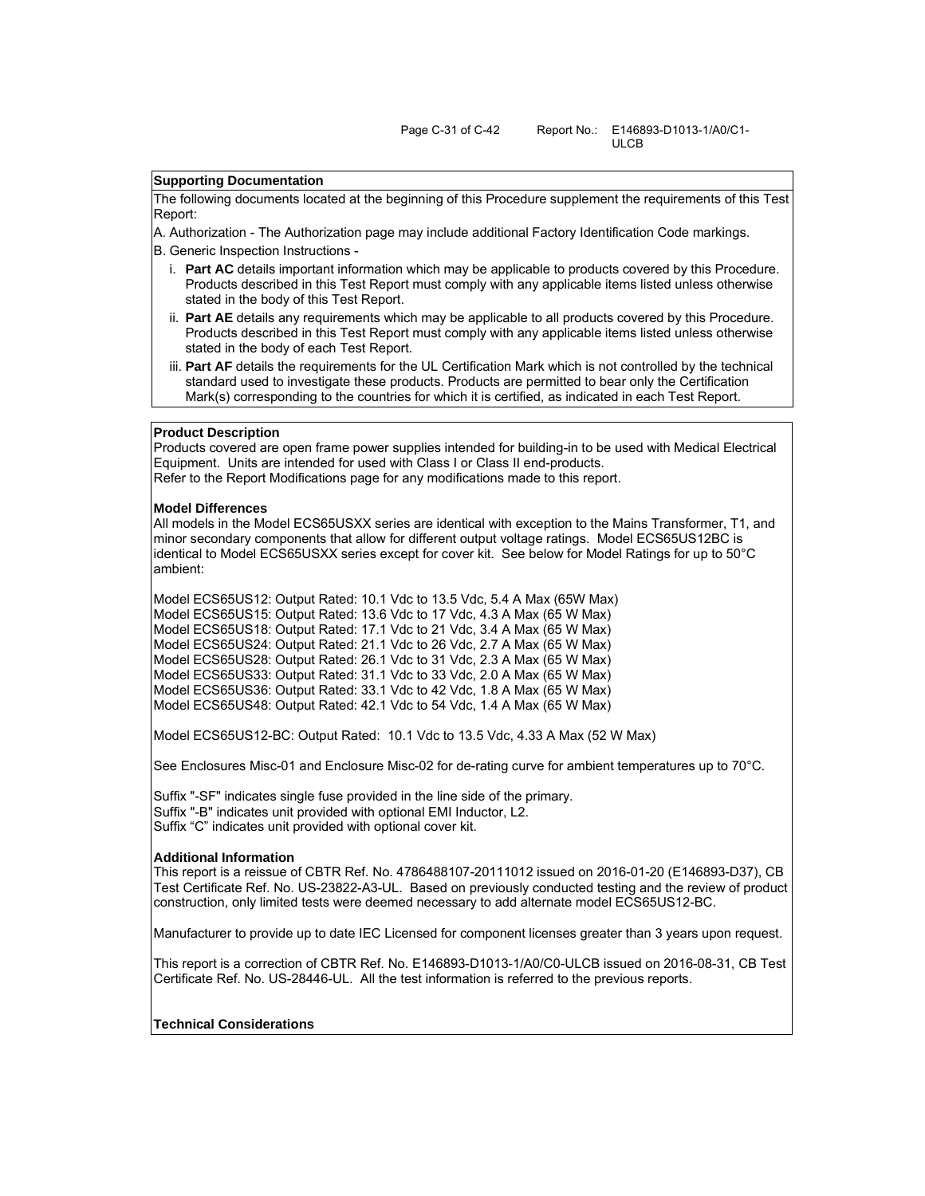**Supporting Documentation**

The following documents located at the beginning of this Procedure supplement the requirements of this Test Report:

A. Authorization - The Authorization page may include additional Factory Identification Code markings.

B. Generic Inspection Instructions -

  i. **Part AC** details important information which may be applicable to products covered by this Procedure. Products described in this Test Report must comply with any applicable items listed unless otherwise stated in the body of this Test Report.

  ii. **Part AE** details any requirements which may be applicable to all products covered by this Procedure. Products described in this Test Report must comply with any applicable items listed unless otherwise stated in the body of each Test Report.

  iii. **Part AF** details the requirements for the UL Certification Mark which is not controlled by the technical standard used to investigate these products. Products are permitted to bear only the Certification Mark(s) corresponding to the countries for which it is certified, as indicated in each Test Report.

**Product Description**

Products covered are open frame power supplies intended for building-in to be used with Medical Electrical Equipment. Units are intended for used with Class I or Class II end-products.
Refer to the Report Modifications page for any modifications made to this report.

**Model Differences**

All models in the Model ECS65USXX series are identical with exception to the Mains Transformer, T1, and minor secondary components that allow for different output voltage ratings. Model ECS65US12BC is identical to Model ECS65USXX series except for cover kit. See below for Model Ratings for up to 50°C ambient:

Model ECS65US12: Output Rated: 10.1 Vdc to 13.5 Vdc, 5.4 A Max (65W Max)
Model ECS65US15: Output Rated: 13.6 Vdc to 17 Vdc, 4.3 A Max (65 W Max)
Model ECS65US18: Output Rated: 17.1 Vdc to 21 Vdc, 3.4 A Max (65 W Max)
Model ECS65US24: Output Rated: 21.1 Vdc to 26 Vdc, 2.7 A Max (65 W Max)
Model ECS65US28: Output Rated: 26.1 Vdc to 31 Vdc, 2.3 A Max (65 W Max)
Model ECS65US33: Output Rated: 31.1 Vdc to 33 Vdc, 2.0 A Max (65 W Max)
Model ECS65US36: Output Rated: 33.1 Vdc to 42 Vdc, 1.8 A Max (65 W Max)
Model ECS65US48: Output Rated: 42.1 Vdc to 54 Vdc, 1.4 A Max (65 W Max)

Model ECS65US12-BC: Output Rated: 10.1 Vdc to 13.5 Vdc, 4.33 A Max (52 W Max)

See Enclosures Misc-01 and Enclosure Misc-02 for de-rating curve for ambient temperatures up to 70°C.

Suffix "-SF" indicates single fuse provided in the line side of the primary.
Suffix "-B" indicates unit provided with optional EMI Inductor, L2.
Suffix “C” indicates unit provided with optional cover kit.

**Additional Information**

This report is a reissue of CBTR Ref. No. 4786488107-20111012 issued on 2016-01-20 (E146893-D37), CB Test Certificate Ref. No. US-23822-A3-UL. Based on previously conducted testing and the review of product construction, only limited tests were deemed necessary to add alternate model ECS65US12-BC.

Manufacturer to provide up to date IEC Licensed for component licenses greater than 3 years upon request.

This report is a correction of CBTR Ref. No. E146893-D1013-1/A0/C0-ULCB issued on 2016-08-31, CB Test Certificate Ref. No. US-28446-UL. All the test information is referred to the previous reports.

**Technical Considerations**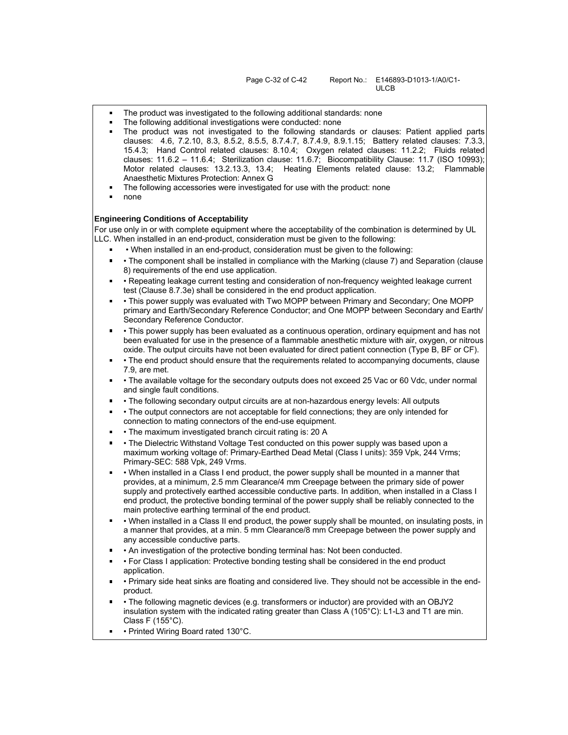- The product was investigated to the following additional standards: none
- The following additional investigations were conducted: none
- The product was not investigated to the following standards or clauses: Patient applied parts clauses: 4.6, 7.2.10, 8.3, 8.5.2, 8.5.5, 8.7.4.7, 8.7.4.9, 8.9.1.15; Battery related clauses: 7.3.3, 15.4.3; Hand Control related clauses: 8.10.4; Oxygen related clauses: 11.2.2; Fluids related clauses: 11.6.2 – 11.6.4; Sterilization clause: 11.6.7; Biocompatibility Clause: 11.7 (ISO 10993); Motor related clauses: 13.2.13.3, 13.4; Heating Elements related clause: 13.2; Flammable Anaesthetic Mixtures Protection: Annex G
- The following accessories were investigated for use with the product: none
- none

**Engineering Conditions of Acceptability**

For use only in or with complete equipment where the acceptability of the combination is determined by UL LLC. When installed in an end-product, consideration must be given to the following:

- • When installed in an end-product, consideration must be given to the following:
- • The component shall be installed in compliance with the Marking (clause 7) and Separation (clause 8) requirements of the end use application.
- • Repeating leakage current testing and consideration of non-frequency weighted leakage current test (Clause 8.7.3e) shall be considered in the end product application.
- • This power supply was evaluated with Two MOPP between Primary and Secondary; One MOPP primary and Earth/Secondary Reference Conductor; and One MOPP between Secondary and Earth/ Secondary Reference Conductor.
- • This power supply has been evaluated as a continuous operation, ordinary equipment and has not been evaluated for use in the presence of a flammable anesthetic mixture with air, oxygen, or nitrous oxide. The output circuits have not been evaluated for direct patient connection (Type B, BF or CF).
- • The end product should ensure that the requirements related to accompanying documents, clause 7.9, are met.
- • The available voltage for the secondary outputs does not exceed 25 Vac or 60 Vdc, under normal and single fault conditions.
- • The following secondary output circuits are at non-hazardous energy levels: All outputs
- • The output connectors are not acceptable for field connections; they are only intended for connection to mating connectors of the end-use equipment.
- • The maximum investigated branch circuit rating is: 20 A
- • The Dielectric Withstand Voltage Test conducted on this power supply was based upon a maximum working voltage of: Primary-Earthed Dead Metal (Class I units): 359 Vpk, 244 Vrms; Primary-SEC: 588 Vpk, 249 Vrms.
- • When installed in a Class I end product, the power supply shall be mounted in a manner that provides, at a minimum, 2.5 mm Clearance/4 mm Creepage between the primary side of power supply and protectively earthed accessible conductive parts. In addition, when installed in a Class I end product, the protective bonding terminal of the power supply shall be reliably connected to the main protective earthing terminal of the end product.
- • When installed in a Class II end product, the power supply shall be mounted, on insulating posts, in a manner that provides, at a min. 5 mm Clearance/8 mm Creepage between the power supply and any accessible conductive parts.
- • An investigation of the protective bonding terminal has: Not been conducted.
- • For Class I application: Protective bonding testing shall be considered in the end product application.
- • Primary side heat sinks are floating and considered live. They should not be accessible in the end-product.
- • The following magnetic devices (e.g. transformers or inductor) are provided with an OBJY2 insulation system with the indicated rating greater than Class A (105°C): L1-L3 and T1 are min. Class F (155°C).
- • Printed Wiring Board rated 130°C.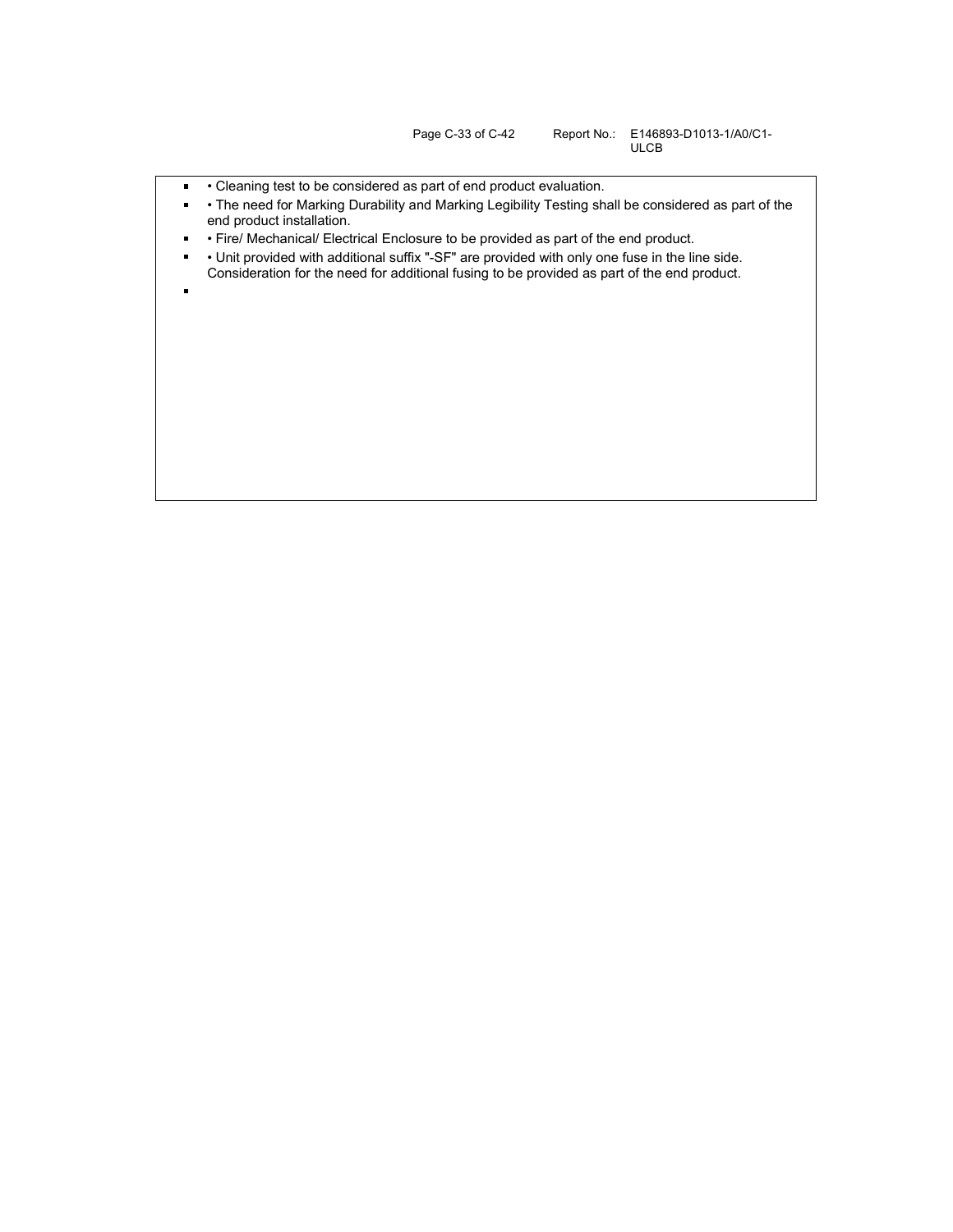- • Cleaning test to be considered as part of end product evaluation.
- • The need for Marking Durability and Marking Legibility Testing shall be considered as part of the end product installation.
- • Fire/ Mechanical/ Electrical Enclosure to be provided as part of the end product.
- • Unit provided with additional suffix "-SF" are provided with only one fuse in the line side. Consideration for the need for additional fusing to be provided as part of the end product.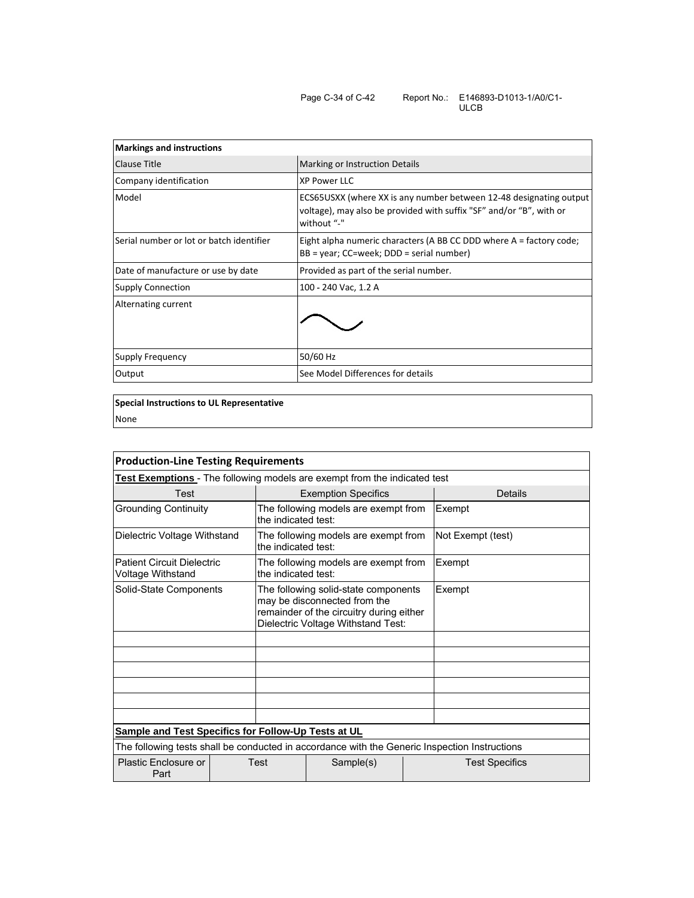| Markings and instructions | |
|---|---|
| Clause Title | Marking or Instruction Details |
| Company identification | XP Power LLC |
| Model | ECS65USXX (where XX is any number between 12-48 designating output voltage), may also be provided with suffix "SF" and/or "B", with or without "-" |
| Serial number or lot or batch identifier | Eight alpha numeric characters (A BB CC DDD where A = factory code; BB = year; CC=week; DDD = serial number) |
| Date of manufacture or use by date | Provided as part of the serial number. |
| Supply Connection | 100 - 240 Vac, 1.2 A |
| Alternating current | ∼ |
| Supply Frequency | 50/60 Hz |
| Output | See Model Differences for details |

| Special Instructions to UL Representative |
|---|
| None |

| Production-Line Testing Requirements | | |
|---|---|---|
| **Test Exemptions** - The following models are exempt from the indicated test | | |
| Test | Exemption Specifics | Details |
| Grounding Continuity | The following models are exempt from the indicated test: | Exempt |
| Dielectric Voltage Withstand | The following models are exempt from the indicated test: | Not Exempt (test) |
| Patient Circuit Dielectric Voltage Withstand | The following models are exempt from the indicated test: | Exempt |
| Solid-State Components | The following solid-state components may be disconnected from the remainder of the circuitry during either Dielectric Voltage Withstand Test: | Exempt |
| | | |
| | | |
| | | |
| | | |
| | | |
| | | |

| Sample and Test Specifics for Follow-Up Tests at UL | | | |
|---|---|---|---|
| The following tests shall be conducted in accordance with the Generic Inspection Instructions | | | |
| Plastic Enclosure or Part | Test | Sample(s) | Test Specifics |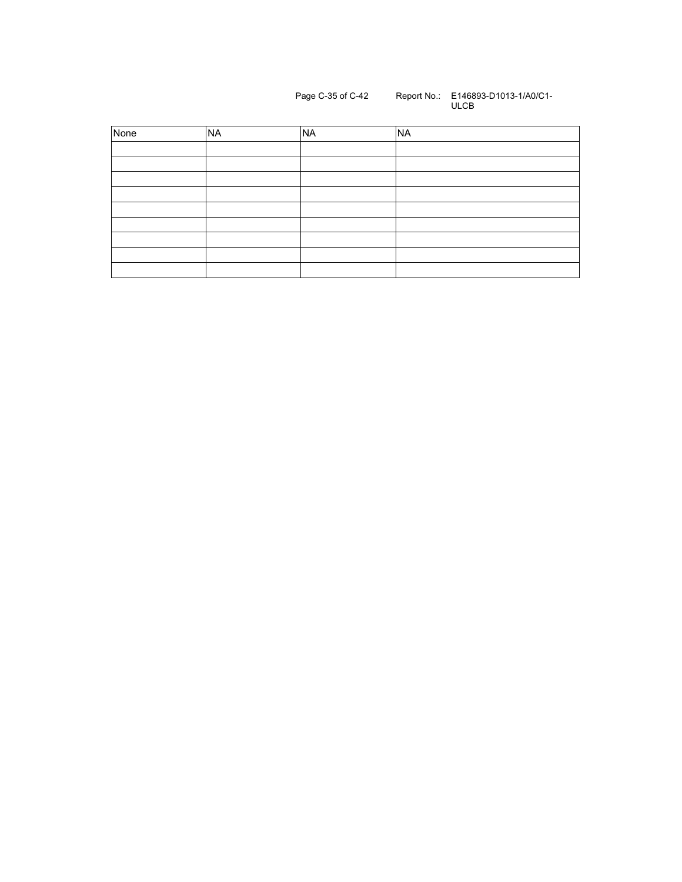| | | | |
|---|---|---|---|
| None | NA | NA | NA |
| | | | |
| | | | |
| | | | |
| | | | |
| | | | |
| | | | |
| | | | |
| | | | |
| | | | |